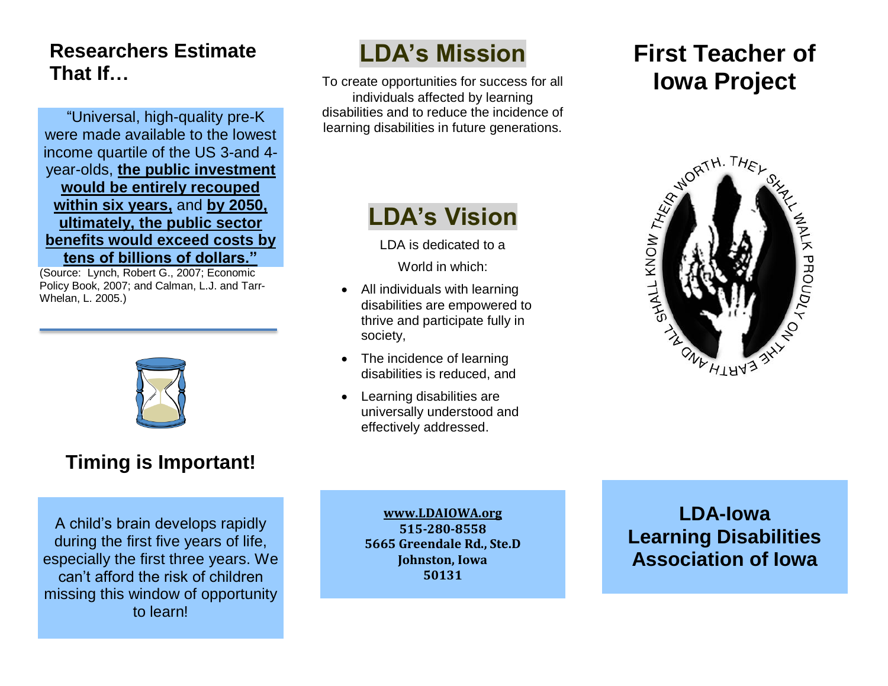## Researchers Estimate That If…

"Universal, high-quality pre-K were made available to the lowest income quartile of the US 3-and 4-year-olds, **the public investment would be entirely recouped within six years,** and **by 2050, ultimately, the public sector benefits would exceed costs by tens of billions of dollars."**

(Source: Lynch, Robert G., 2007; Economic Policy Book, 2007; and Calman, L.J. and Tarr-Whelan, L. 2005.)

## Timing is Important!

A child's brain develops rapidly during the first five years of life, especially the first three years. We can't afford the risk of children missing this window of opportunity to learn!

## LDA's Mission

To create opportunities for success for all individuals affected by learning disabilities and to reduce the incidence of learning disabilities in future generations.

## LDA's Vision

LDA is dedicated to a World in which:

- All individuals with learning disabilities are empowered to thrive and participate fully in society,
- The incidence of learning disabilities is reduced, and
- Learning disabilities are universally understood and effectively addressed.

**www.LDAIOWA.org**
**515-280-8558**
**5665 Greendale Rd., Ste.D**
**Johnston, Iowa**
**50131**

# First Teacher of Iowa Project

AND ALL SHALL KNOW THEIR WORTH. THEY SHALL WALK PROUDLY ON THE EARTH

**LDA-Iowa**
**Learning Disabilities Association of Iowa**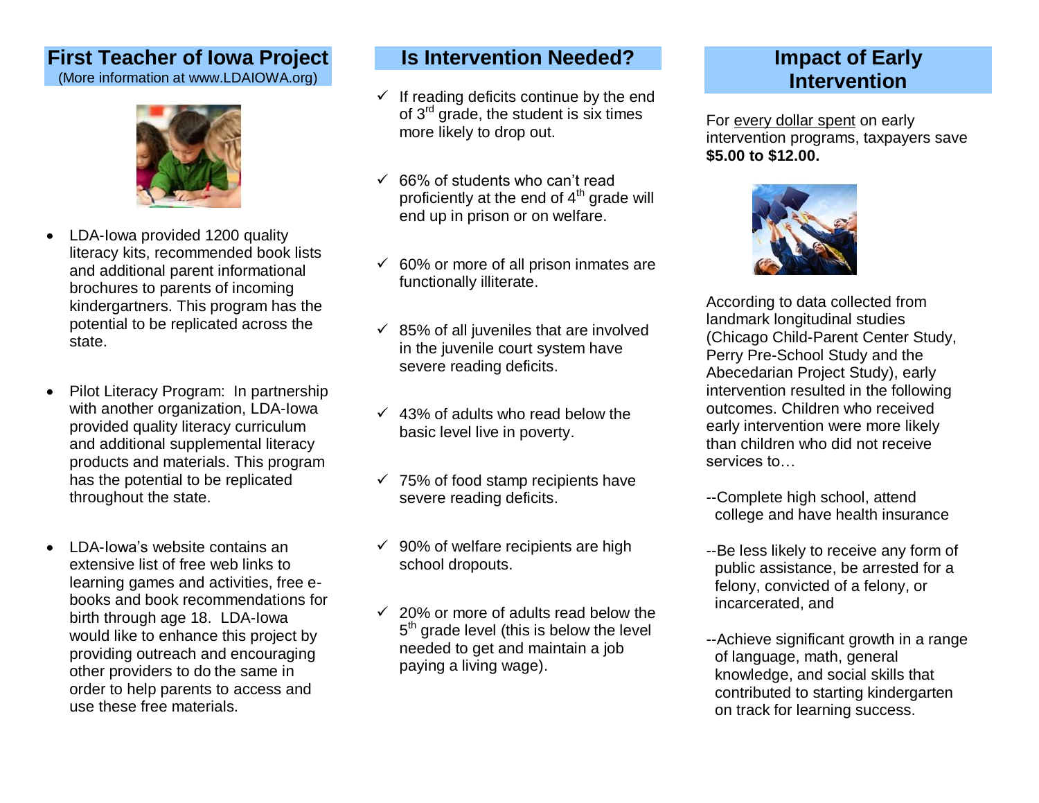## First Teacher of Iowa Project

(More information at www.LDAIOWA.org)

- LDA-Iowa provided 1200 quality literacy kits, recommended book lists and additional parent informational brochures to parents of incoming kindergartners. This program has the potential to be replicated across the state.
- Pilot Literacy Program: In partnership with another organization, LDA-Iowa provided quality literacy curriculum and additional supplemental literacy products and materials. This program has the potential to be replicated throughout the state.
- LDA-Iowa's website contains an extensive list of free web links to learning games and activities, free e-books and book recommendations for birth through age 18. LDA-Iowa would like to enhance this project by providing outreach and encouraging other providers to do the same in order to help parents to access and use these free materials.

## Is Intervention Needed?

- ✓ If reading deficits continue by the end of 3rd grade, the student is six times more likely to drop out.
- ✓ 66% of students who can't read proficiently at the end of 4th grade will end up in prison or on welfare.
- ✓ 60% or more of all prison inmates are functionally illiterate.
- ✓ 85% of all juveniles that are involved in the juvenile court system have severe reading deficits.
- ✓ 43% of adults who read below the basic level live in poverty.
- ✓ 75% of food stamp recipients have severe reading deficits.
- ✓ 90% of welfare recipients are high school dropouts.
- ✓ 20% or more of adults read below the 5th grade level (this is below the level needed to get and maintain a job paying a living wage).

## Impact of Early Intervention

For every dollar spent on early intervention programs, taxpayers save **$5.00 to $12.00.**

According to data collected from landmark longitudinal studies (Chicago Child-Parent Center Study, Perry Pre-School Study and the Abecedarian Project Study), early intervention resulted in the following outcomes. Children who received early intervention were more likely than children who did not receive services to…

--Complete high school, attend college and have health insurance

--Be less likely to receive any form of public assistance, be arrested for a felony, convicted of a felony, or incarcerated, and

--Achieve significant growth in a range of language, math, general knowledge, and social skills that contributed to starting kindergarten on track for learning success.